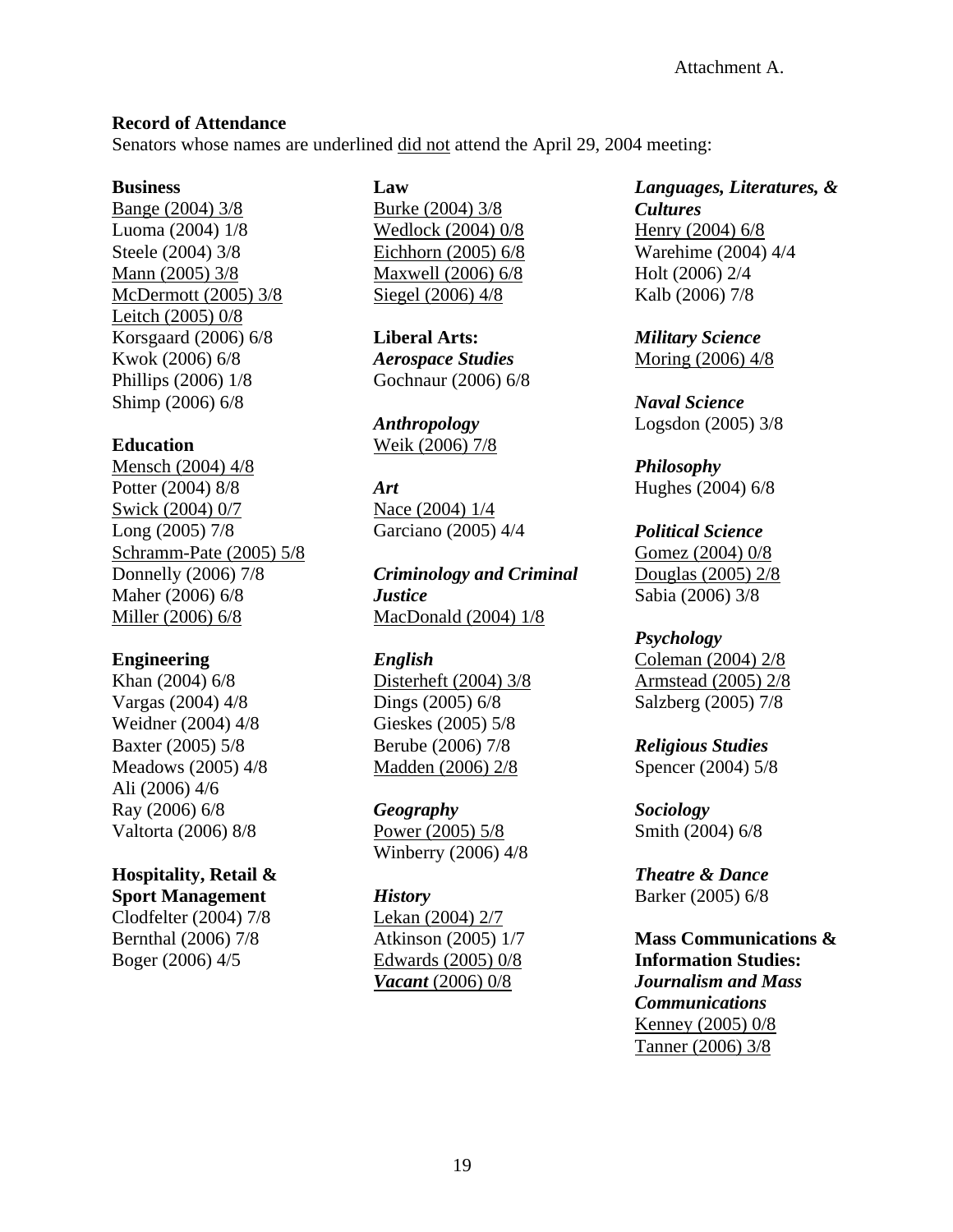Attachment A.

**Record of Attendance**

Senators whose names are underlined <u>did not</u> attend the April 29, 2004 meeting:

**Business**

<u>Bange (2004) 3/8</u>
Luoma (2004) 1/8
Steele (2004) 3/8
<u>Mann (2005) 3/8</u>
<u>McDermott (2005) 3/8</u>
<u>Leitch (2005) 0/8</u>
Korsgaard (2006) 6/8
Kwok (2006) 6/8
Phillips (2006) 1/8
Shimp (2006) 6/8

**Education**

<u>Mensch (2004) 4/8</u>
Potter (2004) 8/8
<u>Swick (2004) 0/7</u>
Long (2005) 7/8
<u>Schramm-Pate (2005) 5/8</u>
Donnelly (2006) 7/8
Maher (2006) 6/8
<u>Miller (2006) 6/8</u>

**Engineering**

Khan (2004) 6/8
Vargas (2004) 4/8
Weidner (2004) 4/8
Baxter (2005) 5/8
Meadows (2005) 4/8
Ali (2006) 4/6
Ray (2006) 6/8
Valtorta (2006) 8/8

**Hospitality, Retail & Sport Management**

Clodfelter (2004) 7/8
Bernthal (2006) 7/8
Boger (2006) 4/5

**Law**

<u>Burke (2004) 3/8</u>
<u>Wedlock (2004) 0/8</u>
<u>Eichhorn (2005) 6/8</u>
<u>Maxwell (2006) 6/8</u>
<u>Siegel (2006) 4/8</u>

**Liberal Arts:**

***Aerospace Studies***

Gochnaur (2006) 6/8

***Anthropology***

<u>Weik (2006) 7/8</u>

***Art***

<u>Nace (2004) 1/4</u>
Garciano (2005) 4/4

***Criminology and Criminal Justice***

<u>MacDonald (2004) 1/8</u>

***English***

<u>Disterheft (2004) 3/8</u>
Dings (2005) 6/8
Gieskes (2005) 5/8
Berube (2006) 7/8
<u>Madden (2006) 2/8</u>

***Geography***

<u>Power (2005) 5/8</u>
Winberry (2006) 4/8

***History***

<u>Lekan (2004) 2/7</u>
Atkinson (2005) 1/7
<u>Edwards (2005) 0/8</u>
<u>*Vacant* (2006) 0/8</u>

***Languages, Literatures, & Cultures***

<u>Henry (2004) 6/8</u>
Warehime (2004) 4/4
Holt (2006) 2/4
Kalb (2006) 7/8

***Military Science***

<u>Moring (2006) 4/8</u>

***Naval Science***

Logsdon (2005) 3/8

***Philosophy***

Hughes (2004) 6/8

***Political Science***

<u>Gomez (2004) 0/8</u>
<u>Douglas (2005) 2/8</u>
Sabia (2006) 3/8

***Psychology***

<u>Coleman (2004) 2/8</u>
<u>Armstead (2005) 2/8</u>
Salzberg (2005) 7/8

***Religious Studies***

Spencer (2004) 5/8

***Sociology***

Smith (2004) 6/8

***Theatre & Dance***

Barker (2005) 6/8

**Mass Communications & Information Studies:**

***Journalism and Mass Communications***

<u>Kenney (2005) 0/8</u>
<u>Tanner (2006) 3/8</u>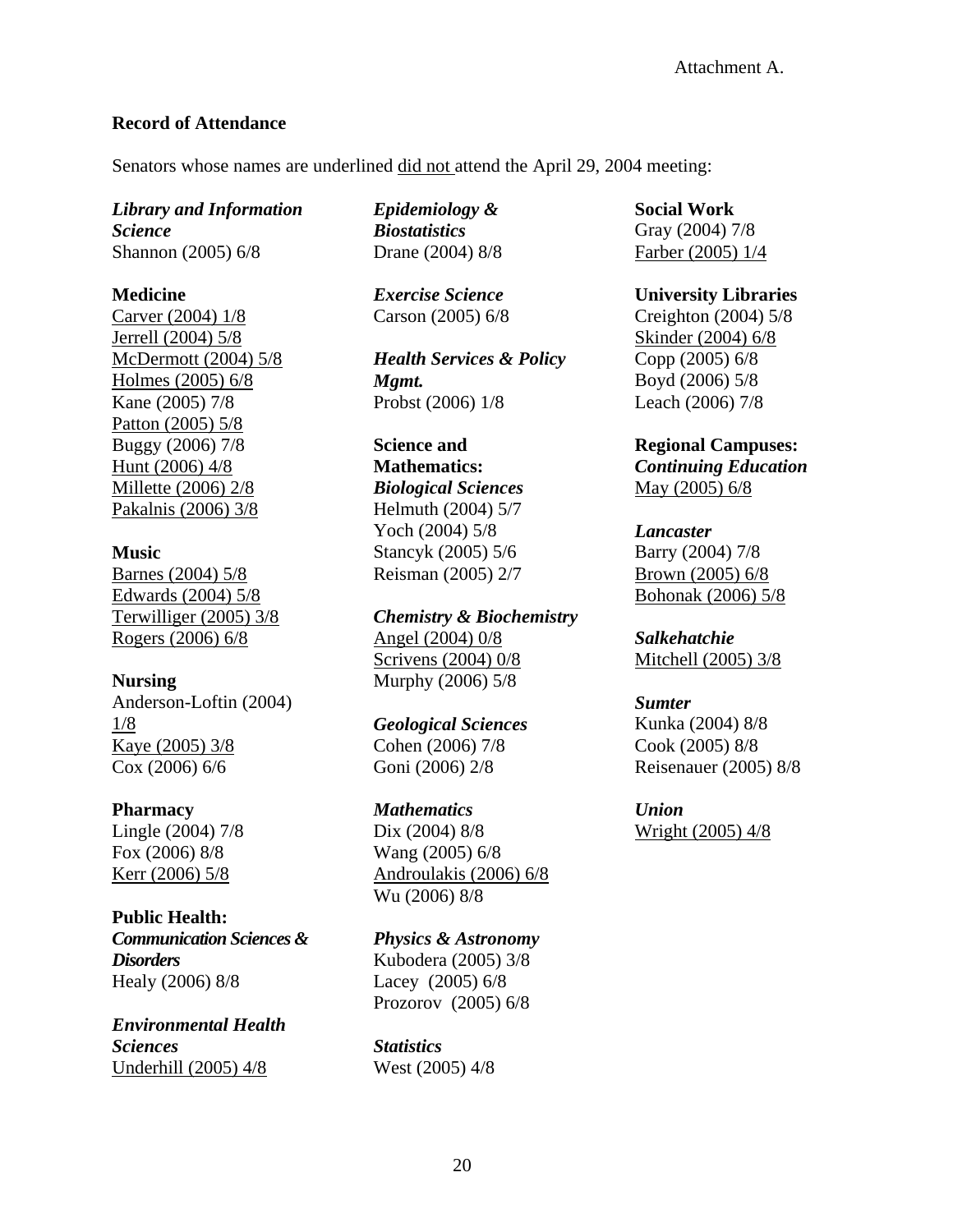Attachment A.

**Record of Attendance**

Senators whose names are underlined <u>did not</u> attend the April 29, 2004 meeting:

***Library and Information Science***
Shannon (2005) 6/8

**Medicine**
<u>Carver (2004) 1/8</u>
<u>Jerrell (2004) 5/8</u>
<u>McDermott (2004) 5/8</u>
<u>Holmes (2005) 6/8</u>
Kane (2005) 7/8
<u>Patton (2005) 5/8</u>
Buggy (2006) 7/8
<u>Hunt (2006) 4/8</u>
<u>Millette (2006) 2/8</u>
<u>Pakalnis (2006) 3/8</u>

**Music**
<u>Barnes (2004) 5/8</u>
<u>Edwards (2004) 5/8</u>
<u>Terwilliger (2005) 3/8</u>
<u>Rogers (2006) 6/8</u>

**Nursing**
Anderson-Loftin (2004) <u>1/8</u>
<u>Kaye (2005) 3/8</u>
Cox (2006) 6/6

**Pharmacy**
Lingle (2004) 7/8
Fox (2006) 8/8
<u>Kerr (2006) 5/8</u>

**Public Health:**
***Communication Sciences & Disorders***
Healy (2006) 8/8

***Environmental Health Sciences***
<u>Underhill (2005) 4/8</u>

***Epidemiology & Biostatistics***
Drane (2004) 8/8

***Exercise Science***
Carson (2005) 6/8

***Health Services & Policy Mgmt.***
Probst (2006) 1/8

**Science and Mathematics:**
***Biological Sciences***
Helmuth (2004) 5/7
Yoch (2004) 5/8
Stancyk (2005) 5/6
Reisman (2005) 2/7

***Chemistry & Biochemistry***
<u>Angel (2004) 0/8</u>
<u>Scrivens (2004) 0/8</u>
Murphy (2006) 5/8

***Geological Sciences***
Cohen (2006) 7/8
Goni (2006) 2/8

***Mathematics***
Dix (2004) 8/8
Wang (2005) 6/8
<u>Androulakis (2006) 6/8</u>
Wu (2006) 8/8

***Physics & Astronomy***
Kubodera (2005) 3/8
Lacey (2005) 6/8
Prozorov (2005) 6/8

***Statistics***
West (2005) 4/8

**Social Work**
Gray (2004) 7/8
<u>Farber (2005) 1/4</u>

**University Libraries**
Creighton (2004) 5/8
<u>Skinder (2004) 6/8</u>
Copp (2005) 6/8
Boyd (2006) 5/8
Leach (2006) 7/8

**Regional Campuses:**
***Continuing Education***
<u>May (2005) 6/8</u>

***Lancaster***
Barry (2004) 7/8
<u>Brown (2005) 6/8</u>
<u>Bohonak (2006) 5/8</u>

***Salkehatchie***
<u>Mitchell (2005) 3/8</u>

***Sumter***
Kunka (2004) 8/8
Cook (2005) 8/8
Reisenauer (2005) 8/8

***Union***
<u>Wright (2005) 4/8</u>